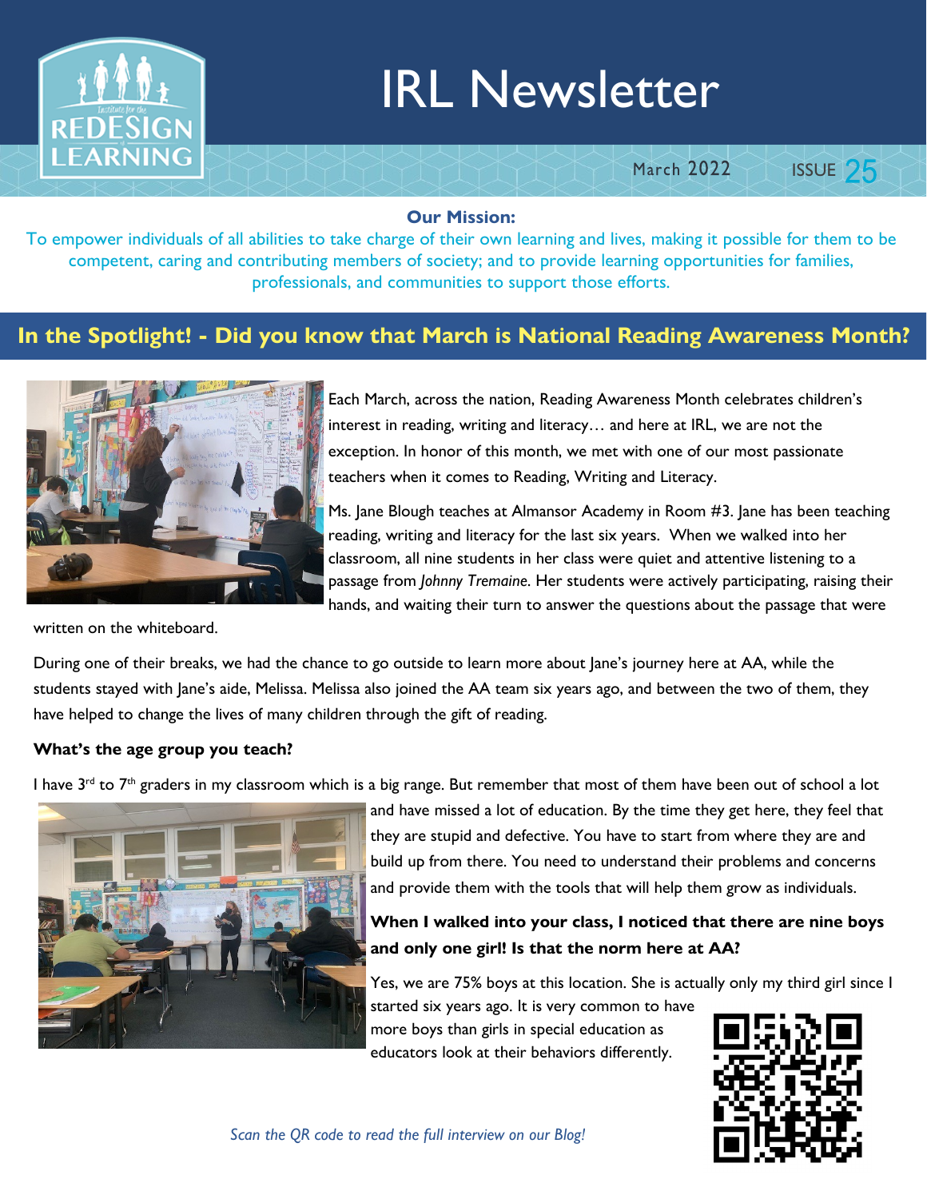# IRL Newsletter

March 2022 ISSUE 25

**Our Mission:**

To empower individuals of all abilities to take charge of their own learning and lives, making it possible for them to be competent, caring and contributing members of society; and to provide learning opportunities for families, professionals, and communities to support those efforts.

## In the Spotlight! - Did you know that March is National Reading Awareness Month?

Each March, across the nation, Reading Awareness Month celebrates children's interest in reading, writing and literacy… and here at IRL, we are not the exception. In honor of this month, we met with one of our most passionate teachers when it comes to Reading, Writing and Literacy.

Ms. Jane Blough teaches at Almansor Academy in Room #3. Jane has been teaching reading, writing and literacy for the last six years. When we walked into her classroom, all nine students in her class were quiet and attentive listening to a passage from *Johnny Tremaine*. Her students were actively participating, raising their hands, and waiting their turn to answer the questions about the passage that were written on the whiteboard.

During one of their breaks, we had the chance to go outside to learn more about Jane's journey here at AA, while the students stayed with Jane's aide, Melissa. Melissa also joined the AA team six years ago, and between the two of them, they have helped to change the lives of many children through the gift of reading.

**What's the age group you teach?**

I have 3rd to 7th graders in my classroom which is a big range. But remember that most of them have been out of school a lot and have missed a lot of education. By the time they get here, they feel that they are stupid and defective. You have to start from where they are and build up from there. You need to understand their problems and concerns and provide them with the tools that will help them grow as individuals.

**When I walked into your class, I noticed that there are nine boys and only one girl! Is that the norm here at AA?**

Yes, we are 75% boys at this location. She is actually only my third girl since I started six years ago. It is very common to have more boys than girls in special education as educators look at their behaviors differently.

*Scan the QR code to read the full interview on our Blog!*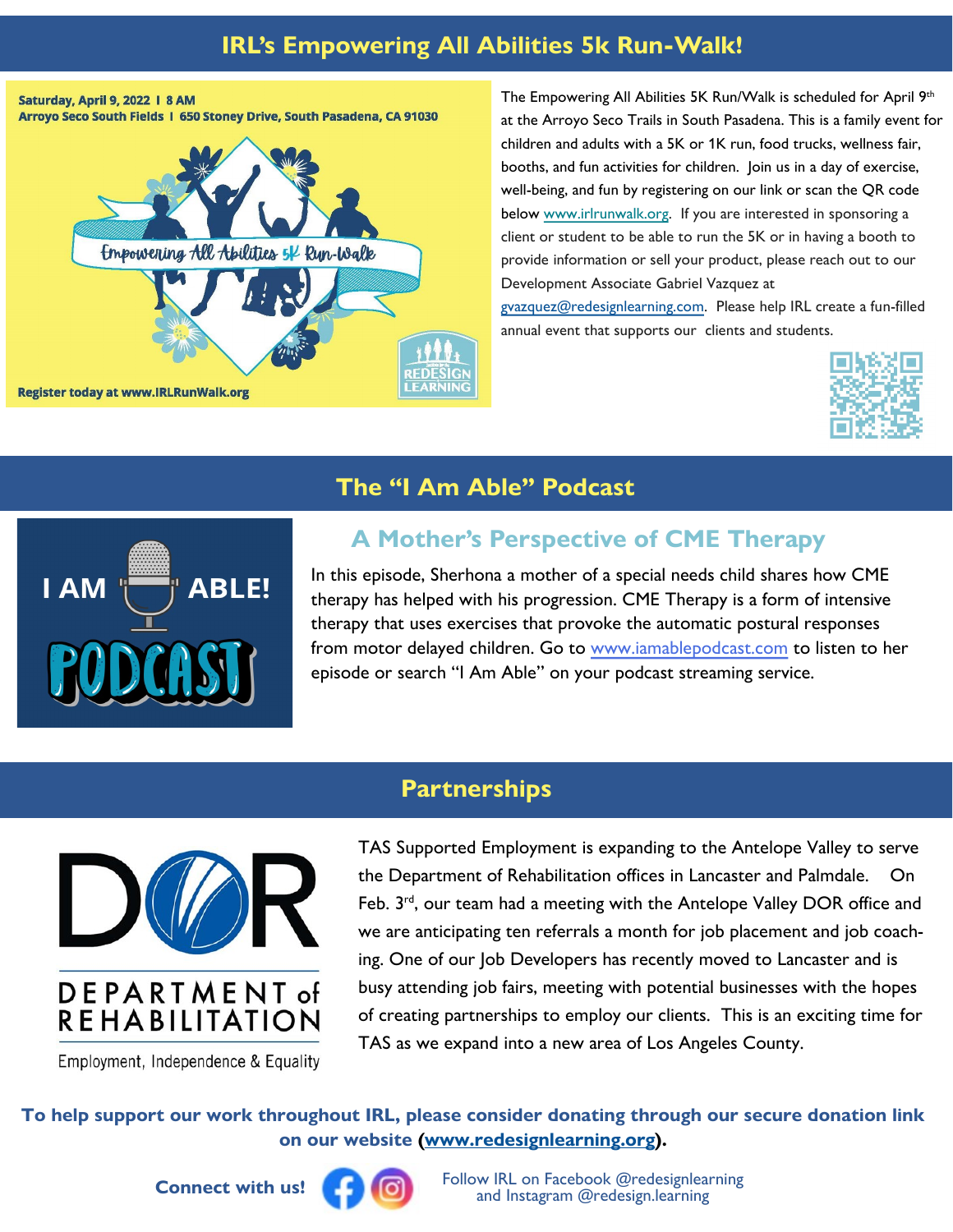## IRL's Empowering All Abilities 5k Run-Walk!

Saturday, April 9, 2022 | 8 AM
Arroyo Seco South Fields | 650 Stoney Drive, South Pasadena, CA 91030

Empowering All Abilities 5K Run-Walk

Register today at www.IRLRunWalk.org

The Empowering All Abilities 5K Run/Walk is scheduled for April 9th at the Arroyo Seco Trails in South Pasadena. This is a family event for children and adults with a 5K or 1K run, food trucks, wellness fair, booths, and fun activities for children. Join us in a day of exercise, well-being, and fun by registering on our link or scan the QR code below www.irlrunwalk.org. If you are interested in sponsoring a client or student to be able to run the 5K or in having a booth to provide information or sell your product, please reach out to our Development Associate Gabriel Vazquez at gvazquez@redesignlearning.com. Please help IRL create a fun-filled annual event that supports our clients and students.

## The "I Am Able" Podcast

### A Mother's Perspective of CME Therapy

In this episode, Sherhona a mother of a special needs child shares how CME therapy has helped with his progression. CME Therapy is a form of intensive therapy that uses exercises that provoke the automatic postural responses from motor delayed children. Go to www.iamablepodcast.com to listen to her episode or search "I Am Able" on your podcast streaming service.

## Partnerships

DOR
DEPARTMENT of REHABILITATION
Employment, Independence & Equality

TAS Supported Employment is expanding to the Antelope Valley to serve the Department of Rehabilitation offices in Lancaster and Palmdale. On Feb. 3rd, our team had a meeting with the Antelope Valley DOR office and we are anticipating ten referrals a month for job placement and job coaching. One of our Job Developers has recently moved to Lancaster and is busy attending job fairs, meeting with potential businesses with the hopes of creating partnerships to employ our clients. This is an exciting time for TAS as we expand into a new area of Los Angeles County.

**To help support our work throughout IRL, please consider donating through our secure donation link on our website (www.redesignlearning.org).**

**Connect with us!** Follow IRL on Facebook @redesignlearning and Instagram @redesign.learning